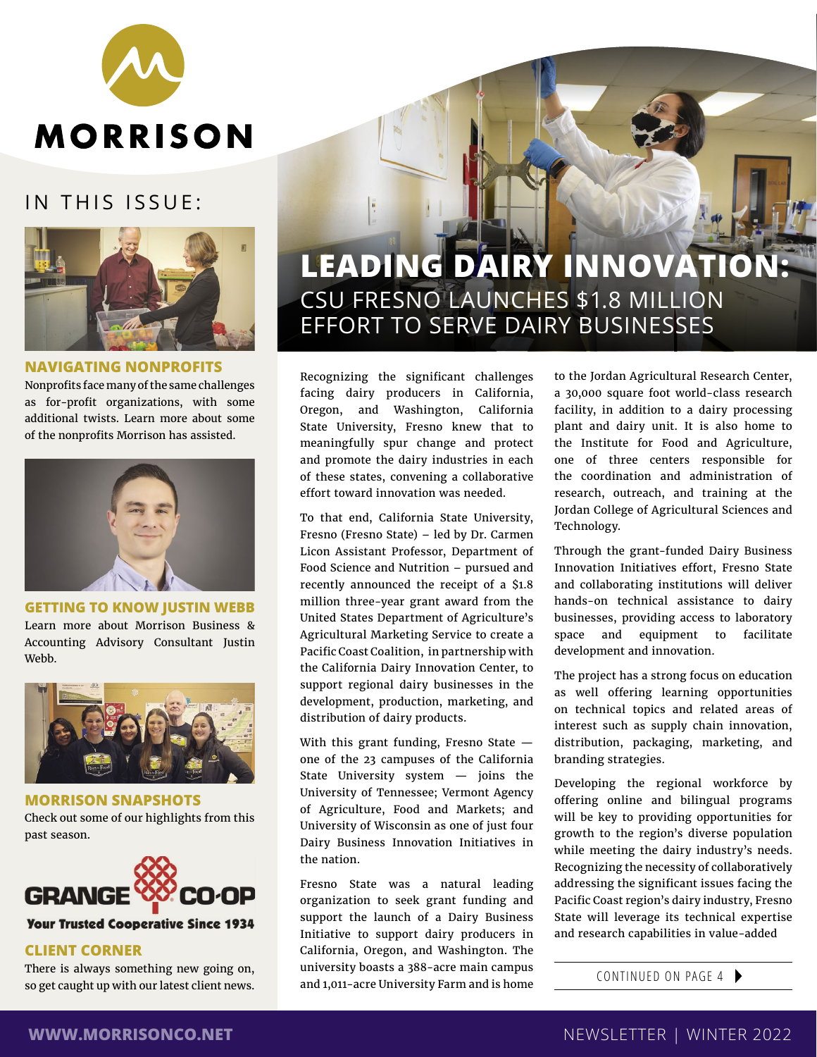# MORRISON

## IN THIS ISSUE:

**NAVIGATING NONPROFITS**
Nonprofits face many of the same challenges as for-profit organizations, with some additional twists. Learn more about some of the nonprofits Morrison has assisted.

**GETTING TO KNOW JUSTIN WEBB**
Learn more about Morrison Business & Accounting Advisory Consultant Justin Webb.

**MORRISON SNAPSHOTS**
Check out some of our highlights from this past season.

GRANGE CO-OP
Your Trusted Cooperative Since 1934

**CLIENT CORNER**
There is always something new going on, so get caught up with our latest client news.

# LEADING DAIRY INNOVATION:
## CSU FRESNO LAUNCHES $1.8 MILLION EFFORT TO SERVE DAIRY BUSINESSES

Recognizing the significant challenges facing dairy producers in California, Oregon, and Washington, California State University, Fresno knew that to meaningfully spur change and protect and promote the dairy industries in each of these states, convening a collaborative effort toward innovation was needed.

To that end, California State University, Fresno (Fresno State) – led by Dr. Carmen Licon Assistant Professor, Department of Food Science and Nutrition – pursued and recently announced the receipt of a $1.8 million three-year grant award from the United States Department of Agriculture's Agricultural Marketing Service to create a Pacific Coast Coalition, in partnership with the California Dairy Innovation Center, to support regional dairy businesses in the development, production, marketing, and distribution of dairy products.

With this grant funding, Fresno State — one of the 23 campuses of the California State University system — joins the University of Tennessee; Vermont Agency of Agriculture, Food and Markets; and University of Wisconsin as one of just four Dairy Business Innovation Initiatives in the nation.

Fresno State was a natural leading organization to seek grant funding and support the launch of a Dairy Business Initiative to support dairy producers in California, Oregon, and Washington. The university boasts a 388-acre main campus and 1,011-acre University Farm and is home to the Jordan Agricultural Research Center, a 30,000 square foot world-class research facility, in addition to a dairy processing plant and dairy unit. It is also home to the Institute for Food and Agriculture, one of three centers responsible for the coordination and administration of research, outreach, and training at the Jordan College of Agricultural Sciences and Technology.

Through the grant-funded Dairy Business Innovation Initiatives effort, Fresno State and collaborating institutions will deliver hands-on technical assistance to dairy businesses, providing access to laboratory space and equipment to facilitate development and innovation.

The project has a strong focus on education as well offering learning opportunities on technical topics and related areas of interest such as supply chain innovation, distribution, packaging, marketing, and branding strategies.

Developing the regional workforce by offering online and bilingual programs will be key to providing opportunities for growth to the region's diverse population while meeting the dairy industry's needs. Recognizing the necessity of collaboratively addressing the significant issues facing the Pacific Coast region's dairy industry, Fresno State will leverage its technical expertise and research capabilities in value-added

CONTINUED ON PAGE 4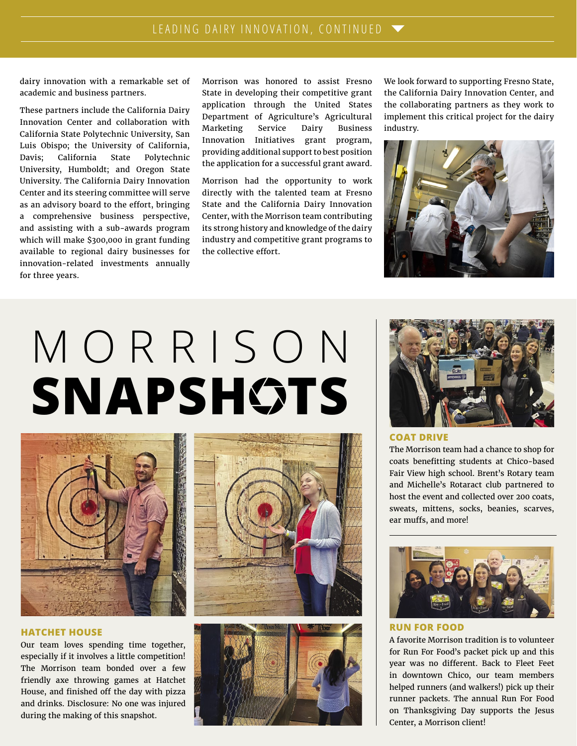## LEADING DAIRY INNOVATION, CONTINUED

dairy innovation with a remarkable set of academic and business partners.

These partners include the California Dairy Innovation Center and collaboration with California State Polytechnic University, San Luis Obispo; the University of California, Davis; California State Polytechnic University, Humboldt; and Oregon State University. The California Dairy Innovation Center and its steering committee will serve as an advisory board to the effort, bringing a comprehensive business perspective, and assisting with a sub-awards program which will make $300,000 in grant funding available to regional dairy businesses for innovation-related investments annually for three years.

Morrison was honored to assist Fresno State in developing their competitive grant application through the United States Department of Agriculture's Agricultural Marketing Service Dairy Business Innovation Initiatives grant program, providing additional support to best position the application for a successful grant award.

Morrison had the opportunity to work directly with the talented team at Fresno State and the California Dairy Innovation Center, with the Morrison team contributing its strong history and knowledge of the dairy industry and competitive grant programs to the collective effort.

We look forward to supporting Fresno State, the California Dairy Innovation Center, and the collaborating partners as they work to implement this critical project for the dairy industry.

# MORRISON SNAPSHOTS

### HATCHET HOUSE

Our team loves spending time together, especially if it involves a little competition! The Morrison team bonded over a few friendly axe throwing games at Hatchet House, and finished off the day with pizza and drinks. Disclosure: No one was injured during the making of this snapshot.

### COAT DRIVE

The Morrison team had a chance to shop for coats benefitting students at Chico-based Fair View high school. Brent's Rotary team and Michelle's Rotaract club partnered to host the event and collected over 200 coats, sweats, mittens, socks, beanies, scarves, ear muffs, and more!

### RUN FOR FOOD

A favorite Morrison tradition is to volunteer for Run For Food's packet pick up and this year was no different. Back to Fleet Feet in downtown Chico, our team members helped runners (and walkers!) pick up their runner packets. The annual Run For Food on Thanksgiving Day supports the Jesus Center, a Morrison client!